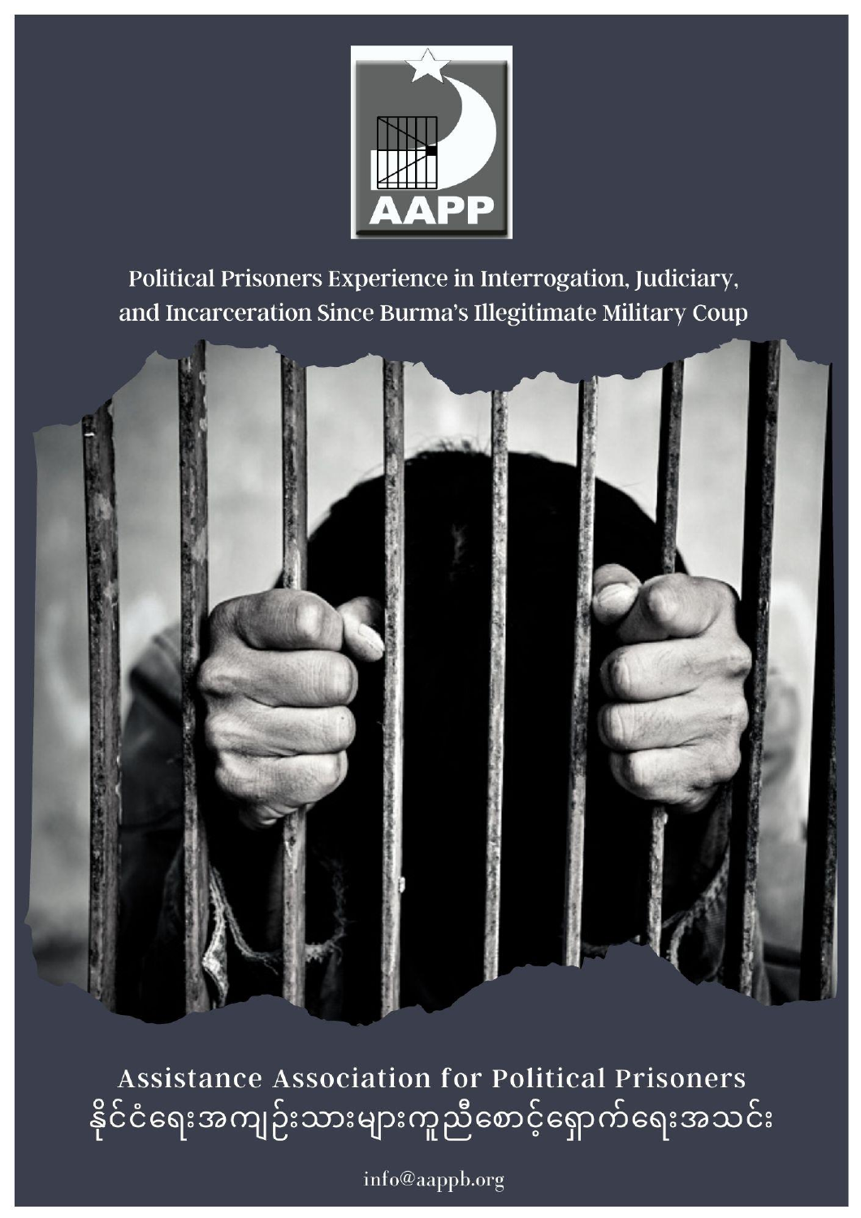AAPP

# Political Prisoners Experience in Interrogation, Judiciary, and Incarceration Since Burma's Illegitimate Military Coup

**Assistance Association for Political Prisoners**

**နိုင်ငံရေးအကျဉ်းသားများကူညီစောင့်ရှောက်ရေးအသင်း**

info@aappb.org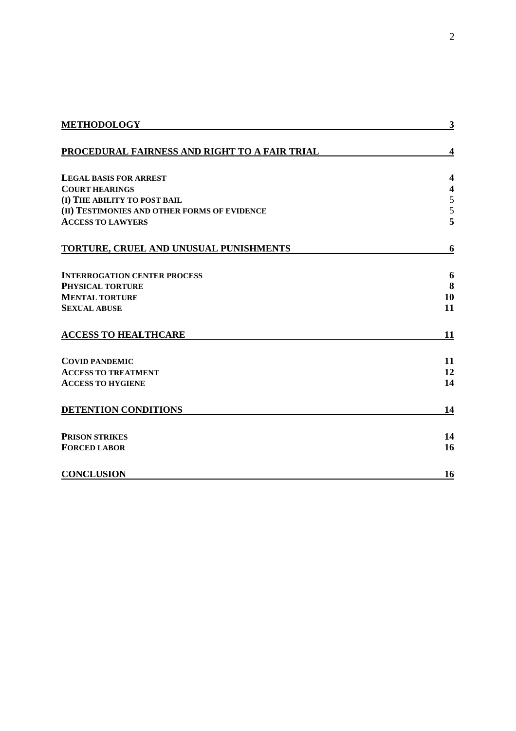| | |
|---|---|
| **METHODOLOGY** | **3** |
| **PROCEDURAL FAIRNESS AND RIGHT TO A FAIR TRIAL** | **4** |
| **LEGAL BASIS FOR ARREST** | **4** |
| **COURT HEARINGS** | **4** |
| **(I) THE ABILITY TO POST BAIL** | 5 |
| **(II) TESTIMONIES AND OTHER FORMS OF EVIDENCE** | 5 |
| **ACCESS TO LAWYERS** | **5** |
| **TORTURE, CRUEL AND UNUSUAL PUNISHMENTS** | **6** |
| **INTERROGATION CENTER PROCESS** | **6** |
| **PHYSICAL TORTURE** | **8** |
| **MENTAL TORTURE** | **10** |
| **SEXUAL ABUSE** | **11** |
| **ACCESS TO HEALTHCARE** | **11** |
| **COVID PANDEMIC** | **11** |
| **ACCESS TO TREATMENT** | **12** |
| **ACCESS TO HYGIENE** | **14** |
| **DETENTION CONDITIONS** | **14** |
| **PRISON STRIKES** | **14** |
| **FORCED LABOR** | **16** |
| **CONCLUSION** | **16** |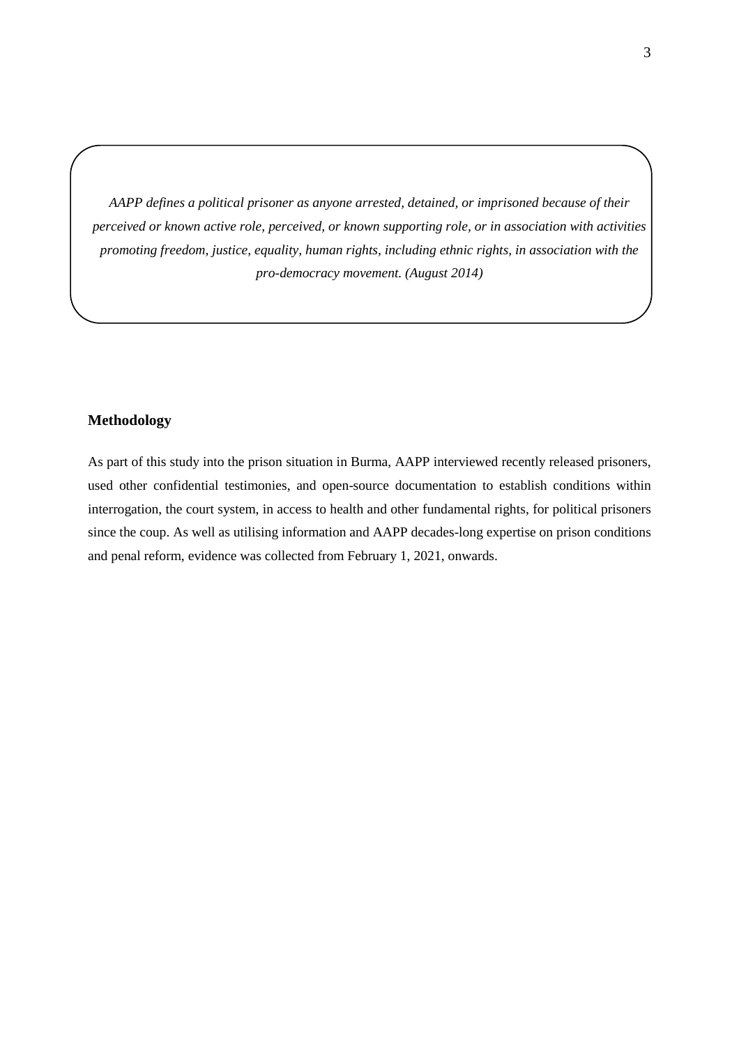*AAPP defines a political prisoner as anyone arrested, detained, or imprisoned because of their perceived or known active role, perceived, or known supporting role, or in association with activities promoting freedom, justice, equality, human rights, including ethnic rights, in association with the pro-democracy movement. (August 2014)*

## Methodology

As part of this study into the prison situation in Burma, AAPP interviewed recently released prisoners, used other confidential testimonies, and open-source documentation to establish conditions within interrogation, the court system, in access to health and other fundamental rights, for political prisoners since the coup. As well as utilising information and AAPP decades-long expertise on prison conditions and penal reform, evidence was collected from February 1, 2021, onwards.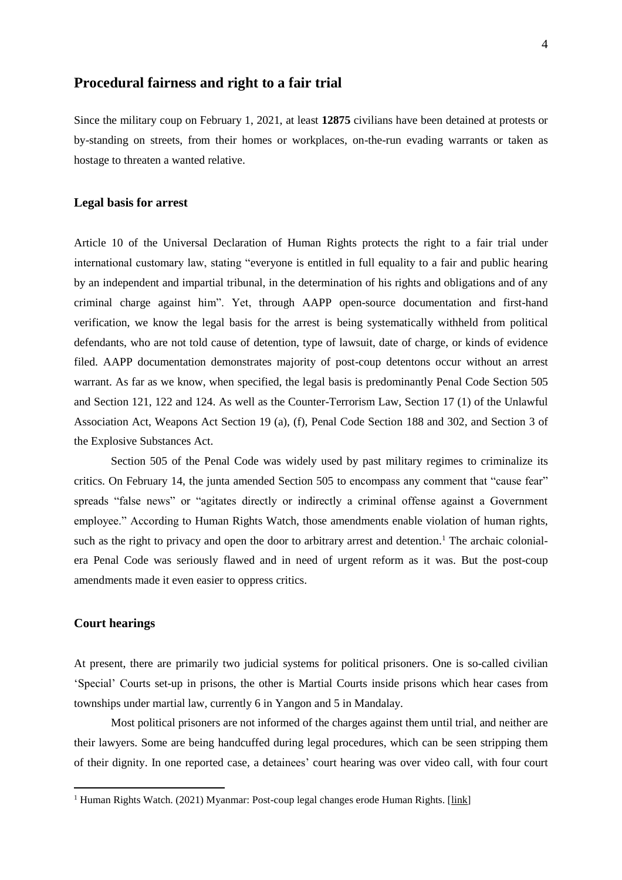## Procedural fairness and right to a fair trial

Since the military coup on February 1, 2021, at least **12875** civilians have been detained at protests or by-standing on streets, from their homes or workplaces, on-the-run evading warrants or taken as hostage to threaten a wanted relative.

### Legal basis for arrest

Article 10 of the Universal Declaration of Human Rights protects the right to a fair trial under international customary law, stating "everyone is entitled in full equality to a fair and public hearing by an independent and impartial tribunal, in the determination of his rights and obligations and of any criminal charge against him". Yet, through AAPP open-source documentation and first-hand verification, we know the legal basis for the arrest is being systematically withheld from political defendants, who are not told cause of detention, type of lawsuit, date of charge, or kinds of evidence filed. AAPP documentation demonstrates majority of post-coup detentons occur without an arrest warrant. As far as we know, when specified, the legal basis is predominantly Penal Code Section 505 and Section 121, 122 and 124. As well as the Counter-Terrorism Law, Section 17 (1) of the Unlawful Association Act, Weapons Act Section 19 (a), (f), Penal Code Section 188 and 302, and Section 3 of the Explosive Substances Act.

Section 505 of the Penal Code was widely used by past military regimes to criminalize its critics. On February 14, the junta amended Section 505 to encompass any comment that "cause fear" spreads "false news" or "agitates directly or indirectly a criminal offense against a Government employee." According to Human Rights Watch, those amendments enable violation of human rights, such as the right to privacy and open the door to arbitrary arrest and detention.[1] The archaic colonial-era Penal Code was seriously flawed and in need of urgent reform as it was. But the post-coup amendments made it even easier to oppress critics.

### Court hearings

At present, there are primarily two judicial systems for political prisoners. One is so-called civilian 'Special' Courts set-up in prisons, the other is Martial Courts inside prisons which hear cases from townships under martial law, currently 6 in Yangon and 5 in Mandalay.

Most political prisoners are not informed of the charges against them until trial, and neither are their lawyers. Some are being handcuffed during legal procedures, which can be seen stripping them of their dignity. In one reported case, a detainees' court hearing was over video call, with four court

[1] Human Rights Watch. (2021) Myanmar: Post-coup legal changes erode Human Rights. [link]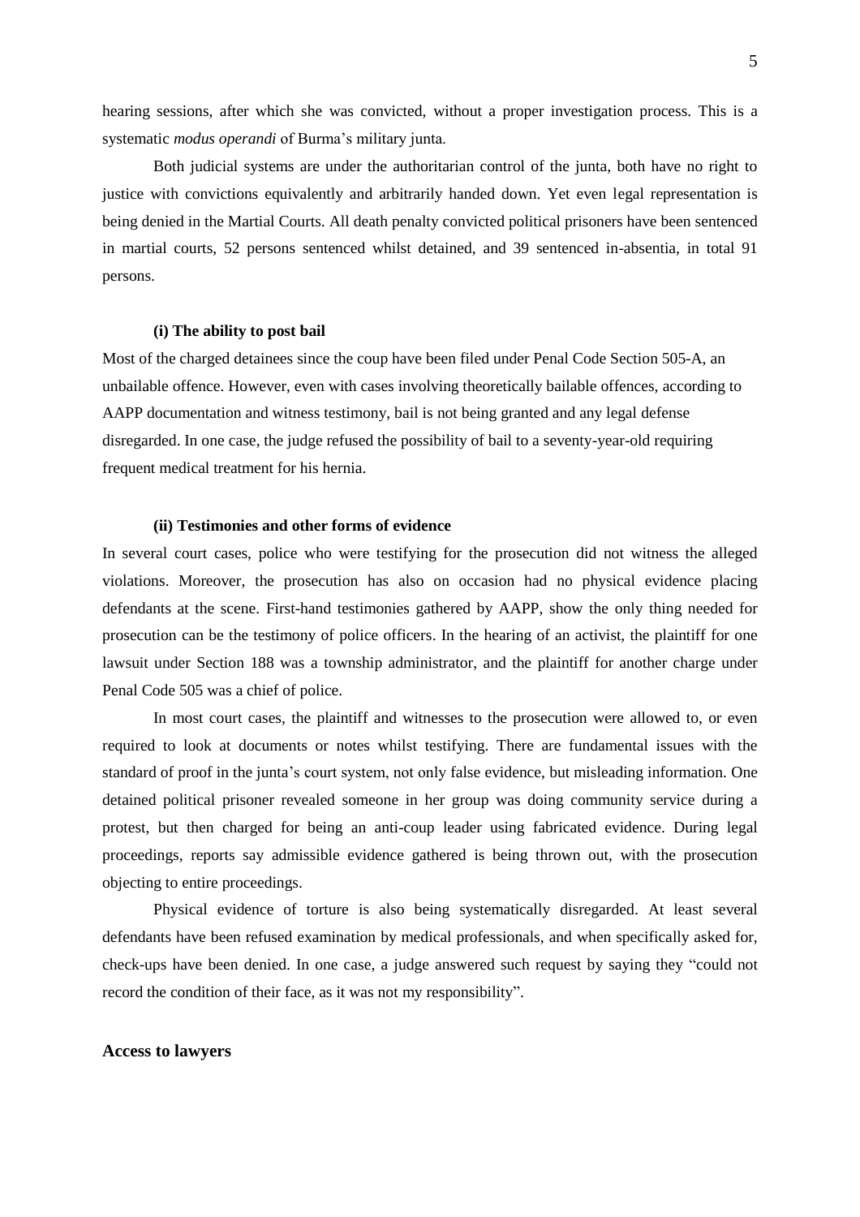hearing sessions, after which she was convicted, without a proper investigation process. This is a systematic *modus operandi* of Burma's military junta.

Both judicial systems are under the authoritarian control of the junta, both have no right to justice with convictions equivalently and arbitrarily handed down. Yet even legal representation is being denied in the Martial Courts. All death penalty convicted political prisoners have been sentenced in martial courts, 52 persons sentenced whilst detained, and 39 sentenced in-absentia, in total 91 persons.

#### (i) The ability to post bail

Most of the charged detainees since the coup have been filed under Penal Code Section 505-A, an unbailable offence. However, even with cases involving theoretically bailable offences, according to AAPP documentation and witness testimony, bail is not being granted and any legal defense disregarded. In one case, the judge refused the possibility of bail to a seventy-year-old requiring frequent medical treatment for his hernia.

#### (ii) Testimonies and other forms of evidence

In several court cases, police who were testifying for the prosecution did not witness the alleged violations. Moreover, the prosecution has also on occasion had no physical evidence placing defendants at the scene. First-hand testimonies gathered by AAPP, show the only thing needed for prosecution can be the testimony of police officers. In the hearing of an activist, the plaintiff for one lawsuit under Section 188 was a township administrator, and the plaintiff for another charge under Penal Code 505 was a chief of police.

In most court cases, the plaintiff and witnesses to the prosecution were allowed to, or even required to look at documents or notes whilst testifying. There are fundamental issues with the standard of proof in the junta's court system, not only false evidence, but misleading information. One detained political prisoner revealed someone in her group was doing community service during a protest, but then charged for being an anti-coup leader using fabricated evidence. During legal proceedings, reports say admissible evidence gathered is being thrown out, with the prosecution objecting to entire proceedings.

Physical evidence of torture is also being systematically disregarded. At least several defendants have been refused examination by medical professionals, and when specifically asked for, check-ups have been denied. In one case, a judge answered such request by saying they "could not record the condition of their face, as it was not my responsibility".

### Access to lawyers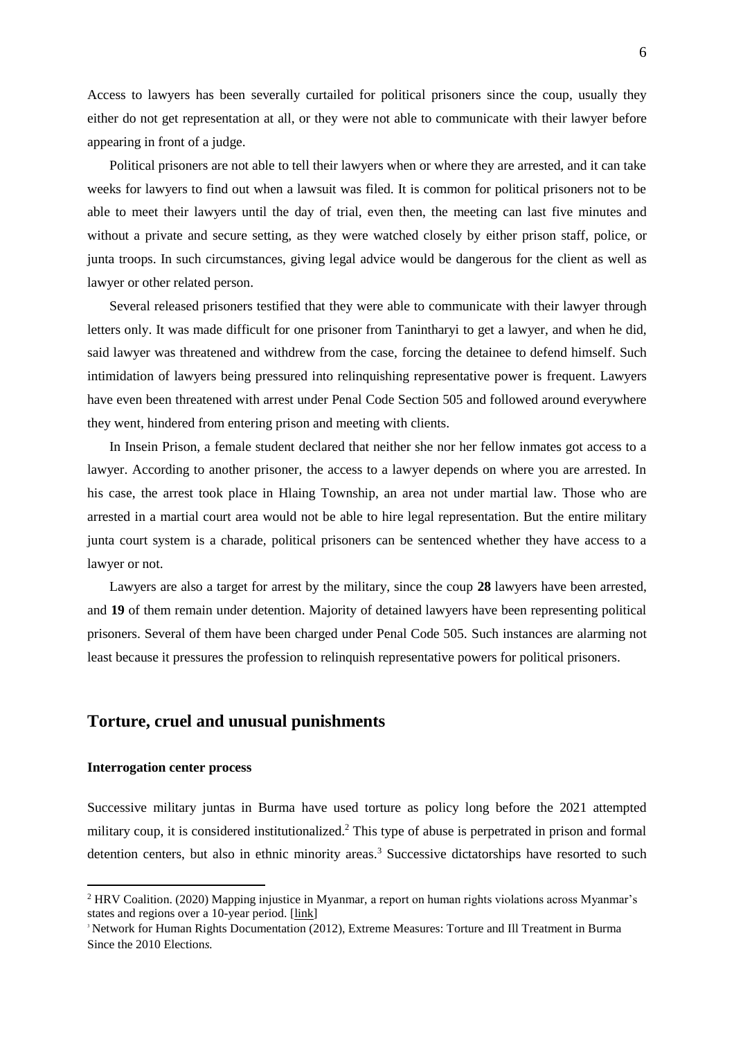Access to lawyers has been severally curtailed for political prisoners since the coup, usually they either do not get representation at all, or they were not able to communicate with their lawyer before appearing in front of a judge.

Political prisoners are not able to tell their lawyers when or where they are arrested, and it can take weeks for lawyers to find out when a lawsuit was filed. It is common for political prisoners not to be able to meet their lawyers until the day of trial, even then, the meeting can last five minutes and without a private and secure setting, as they were watched closely by either prison staff, police, or junta troops. In such circumstances, giving legal advice would be dangerous for the client as well as lawyer or other related person.

Several released prisoners testified that they were able to communicate with their lawyer through letters only. It was made difficult for one prisoner from Tanintharyi to get a lawyer, and when he did, said lawyer was threatened and withdrew from the case, forcing the detainee to defend himself. Such intimidation of lawyers being pressured into relinquishing representative power is frequent. Lawyers have even been threatened with arrest under Penal Code Section 505 and followed around everywhere they went, hindered from entering prison and meeting with clients.

In Insein Prison, a female student declared that neither she nor her fellow inmates got access to a lawyer. According to another prisoner, the access to a lawyer depends on where you are arrested. In his case, the arrest took place in Hlaing Township, an area not under martial law. Those who are arrested in a martial court area would not be able to hire legal representation. But the entire military junta court system is a charade, political prisoners can be sentenced whether they have access to a lawyer or not.

Lawyers are also a target for arrest by the military, since the coup **28** lawyers have been arrested, and **19** of them remain under detention. Majority of detained lawyers have been representing political prisoners. Several of them have been charged under Penal Code 505. Such instances are alarming not least because it pressures the profession to relinquish representative powers for political prisoners.

## Torture, cruel and unusual punishments

### Interrogation center process

Successive military juntas in Burma have used torture as policy long before the 2021 attempted military coup, it is considered institutionalized.[2] This type of abuse is perpetrated in prison and formal detention centers, but also in ethnic minority areas.[3] Successive dictatorships have resorted to such

---

[2] HRV Coalition. (2020) Mapping injustice in Myanmar, a report on human rights violations across Myanmar's states and regions over a 10-year period. [link]

[3] Network for Human Rights Documentation (2012), Extreme Measures: Torture and Ill Treatment in Burma Since the 2010 Elections.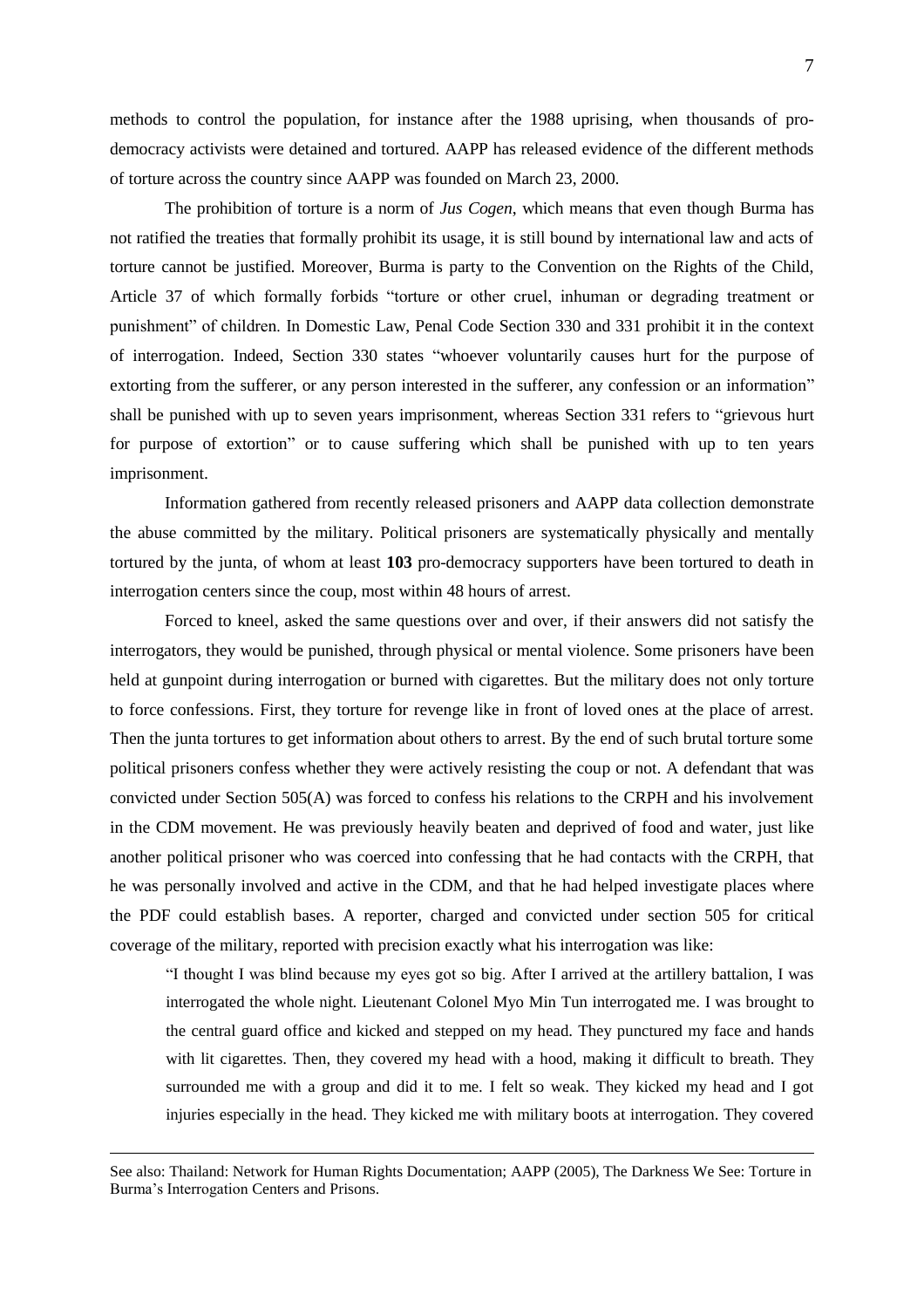methods to control the population, for instance after the 1988 uprising, when thousands of pro-democracy activists were detained and tortured. AAPP has released evidence of the different methods of torture across the country since AAPP was founded on March 23, 2000.

The prohibition of torture is a norm of *Jus Cogen*, which means that even though Burma has not ratified the treaties that formally prohibit its usage, it is still bound by international law and acts of torture cannot be justified. Moreover, Burma is party to the Convention on the Rights of the Child, Article 37 of which formally forbids "torture or other cruel, inhuman or degrading treatment or punishment" of children. In Domestic Law, Penal Code Section 330 and 331 prohibit it in the context of interrogation. Indeed, Section 330 states "whoever voluntarily causes hurt for the purpose of extorting from the sufferer, or any person interested in the sufferer, any confession or an information" shall be punished with up to seven years imprisonment, whereas Section 331 refers to "grievous hurt for purpose of extortion" or to cause suffering which shall be punished with up to ten years imprisonment.

Information gathered from recently released prisoners and AAPP data collection demonstrate the abuse committed by the military. Political prisoners are systematically physically and mentally tortured by the junta, of whom at least **103** pro-democracy supporters have been tortured to death in interrogation centers since the coup, most within 48 hours of arrest.

Forced to kneel, asked the same questions over and over, if their answers did not satisfy the interrogators, they would be punished, through physical or mental violence. Some prisoners have been held at gunpoint during interrogation or burned with cigarettes. But the military does not only torture to force confessions. First, they torture for revenge like in front of loved ones at the place of arrest. Then the junta tortures to get information about others to arrest. By the end of such brutal torture some political prisoners confess whether they were actively resisting the coup or not. A defendant that was convicted under Section 505(A) was forced to confess his relations to the CRPH and his involvement in the CDM movement. He was previously heavily beaten and deprived of food and water, just like another political prisoner who was coerced into confessing that he had contacts with the CRPH, that he was personally involved and active in the CDM, and that he had helped investigate places where the PDF could establish bases. A reporter, charged and convicted under section 505 for critical coverage of the military, reported with precision exactly what his interrogation was like:

> "I thought I was blind because my eyes got so big. After I arrived at the artillery battalion, I was interrogated the whole night. Lieutenant Colonel Myo Min Tun interrogated me. I was brought to the central guard office and kicked and stepped on my head. They punctured my face and hands with lit cigarettes. Then, they covered my head with a hood, making it difficult to breath. They surrounded me with a group and did it to me. I felt so weak. They kicked my head and I got injuries especially in the head. They kicked me with military boots at interrogation. They covered

---

See also: Thailand: Network for Human Rights Documentation; AAPP (2005), The Darkness We See: Torture in Burma's Interrogation Centers and Prisons.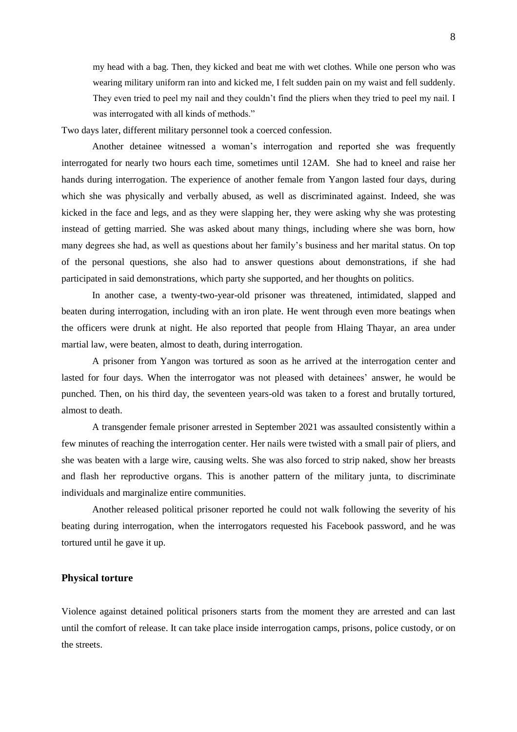> my head with a bag. Then, they kicked and beat me with wet clothes. While one person who was wearing military uniform ran into and kicked me, I felt sudden pain on my waist and fell suddenly. They even tried to peel my nail and they couldn't find the pliers when they tried to peel my nail. I was interrogated with all kinds of methods."

Two days later, different military personnel took a coerced confession.

Another detainee witnessed a woman's interrogation and reported she was frequently interrogated for nearly two hours each time, sometimes until 12AM. She had to kneel and raise her hands during interrogation. The experience of another female from Yangon lasted four days, during which she was physically and verbally abused, as well as discriminated against. Indeed, she was kicked in the face and legs, and as they were slapping her, they were asking why she was protesting instead of getting married. She was asked about many things, including where she was born, how many degrees she had, as well as questions about her family's business and her marital status. On top of the personal questions, she also had to answer questions about demonstrations, if she had participated in said demonstrations, which party she supported, and her thoughts on politics.

In another case, a twenty-two-year-old prisoner was threatened, intimidated, slapped and beaten during interrogation, including with an iron plate. He went through even more beatings when the officers were drunk at night. He also reported that people from Hlaing Thayar, an area under martial law, were beaten, almost to death, during interrogation.

A prisoner from Yangon was tortured as soon as he arrived at the interrogation center and lasted for four days. When the interrogator was not pleased with detainees' answer, he would be punched. Then, on his third day, the seventeen years-old was taken to a forest and brutally tortured, almost to death.

A transgender female prisoner arrested in September 2021 was assaulted consistently within a few minutes of reaching the interrogation center. Her nails were twisted with a small pair of pliers, and she was beaten with a large wire, causing welts. She was also forced to strip naked, show her breasts and flash her reproductive organs. This is another pattern of the military junta, to discriminate individuals and marginalize entire communities.

Another released political prisoner reported he could not walk following the severity of his beating during interrogation, when the interrogators requested his Facebook password, and he was tortured until he gave it up.

### Physical torture

Violence against detained political prisoners starts from the moment they are arrested and can last until the comfort of release. It can take place inside interrogation camps, prisons, police custody, or on the streets.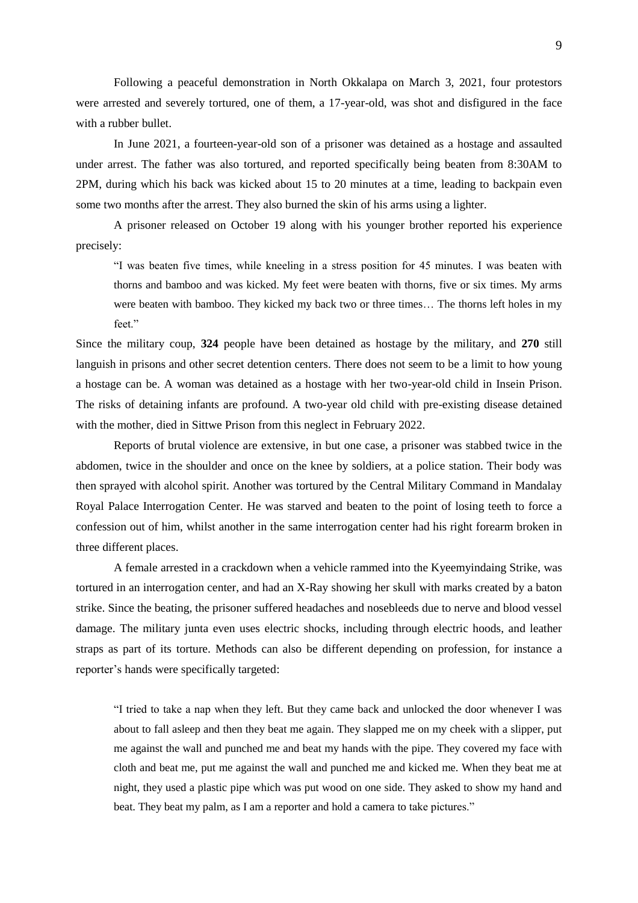Following a peaceful demonstration in North Okkalapa on March 3, 2021, four protestors were arrested and severely tortured, one of them, a 17-year-old, was shot and disfigured in the face with a rubber bullet.

In June 2021, a fourteen-year-old son of a prisoner was detained as a hostage and assaulted under arrest. The father was also tortured, and reported specifically being beaten from 8:30AM to 2PM, during which his back was kicked about 15 to 20 minutes at a time, leading to backpain even some two months after the arrest. They also burned the skin of his arms using a lighter.

A prisoner released on October 19 along with his younger brother reported his experience precisely:

> "I was beaten five times, while kneeling in a stress position for 45 minutes. I was beaten with thorns and bamboo and was kicked. My feet were beaten with thorns, five or six times. My arms were beaten with bamboo. They kicked my back two or three times… The thorns left holes in my feet."

Since the military coup, **324** people have been detained as hostage by the military, and **270** still languish in prisons and other secret detention centers. There does not seem to be a limit to how young a hostage can be. A woman was detained as a hostage with her two-year-old child in Insein Prison. The risks of detaining infants are profound. A two-year old child with pre-existing disease detained with the mother, died in Sittwe Prison from this neglect in February 2022.

Reports of brutal violence are extensive, in but one case, a prisoner was stabbed twice in the abdomen, twice in the shoulder and once on the knee by soldiers, at a police station. Their body was then sprayed with alcohol spirit. Another was tortured by the Central Military Command in Mandalay Royal Palace Interrogation Center. He was starved and beaten to the point of losing teeth to force a confession out of him, whilst another in the same interrogation center had his right forearm broken in three different places.

A female arrested in a crackdown when a vehicle rammed into the Kyeemyindaing Strike, was tortured in an interrogation center, and had an X-Ray showing her skull with marks created by a baton strike. Since the beating, the prisoner suffered headaches and nosebleeds due to nerve and blood vessel damage. The military junta even uses electric shocks, including through electric hoods, and leather straps as part of its torture. Methods can also be different depending on profession, for instance a reporter's hands were specifically targeted:

> "I tried to take a nap when they left. But they came back and unlocked the door whenever I was about to fall asleep and then they beat me again. They slapped me on my cheek with a slipper, put me against the wall and punched me and beat my hands with the pipe. They covered my face with cloth and beat me, put me against the wall and punched me and kicked me. When they beat me at night, they used a plastic pipe which was put wood on one side. They asked to show my hand and beat. They beat my palm, as I am a reporter and hold a camera to take pictures."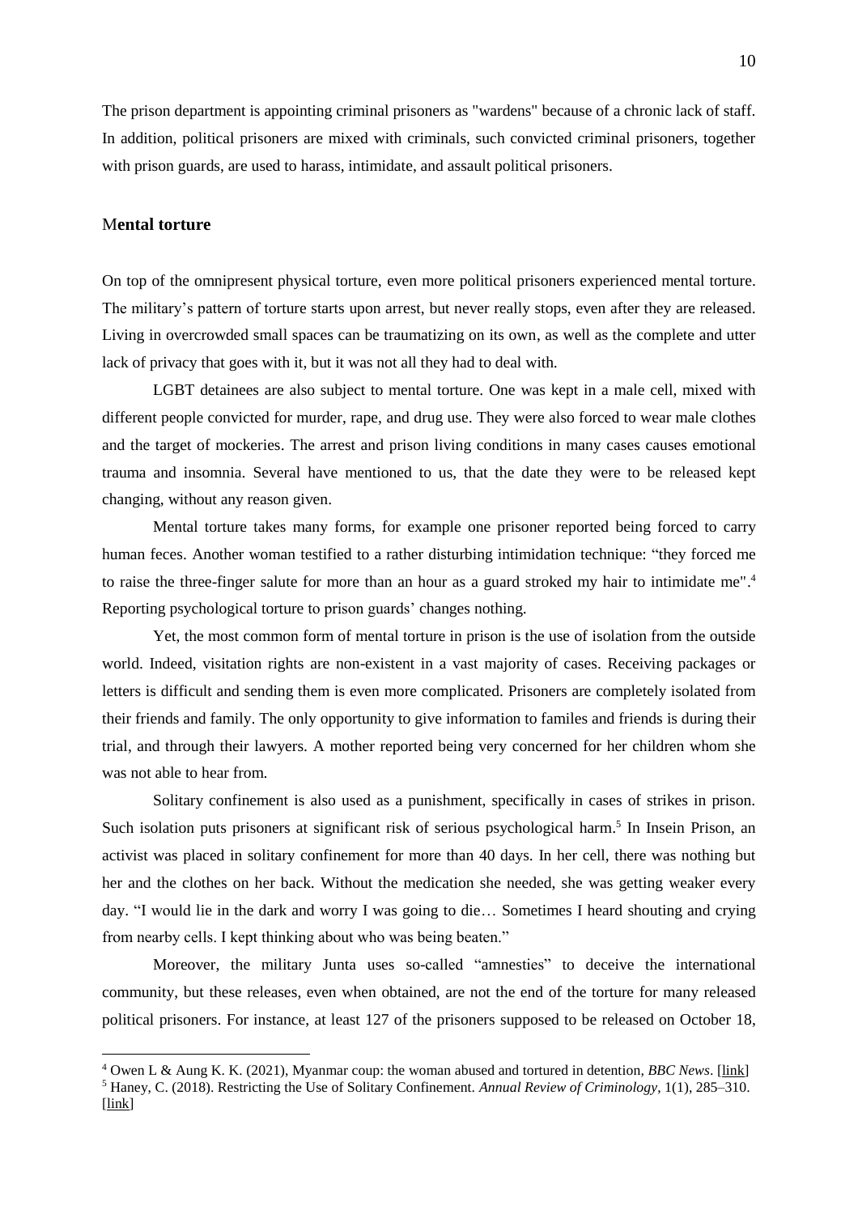The prison department is appointing criminal prisoners as "wardens" because of a chronic lack of staff. In addition, political prisoners are mixed with criminals, such convicted criminal prisoners, together with prison guards, are used to harass, intimidate, and assault political prisoners.

### M**ental torture**

On top of the omnipresent physical torture, even more political prisoners experienced mental torture. The military's pattern of torture starts upon arrest, but never really stops, even after they are released. Living in overcrowded small spaces can be traumatizing on its own, as well as the complete and utter lack of privacy that goes with it, but it was not all they had to deal with.

LGBT detainees are also subject to mental torture. One was kept in a male cell, mixed with different people convicted for murder, rape, and drug use. They were also forced to wear male clothes and the target of mockeries. The arrest and prison living conditions in many cases causes emotional trauma and insomnia. Several have mentioned to us, that the date they were to be released kept changing, without any reason given.

Mental torture takes many forms, for example one prisoner reported being forced to carry human feces. Another woman testified to a rather disturbing intimidation technique: "they forced me to raise the three-finger salute for more than an hour as a guard stroked my hair to intimidate me".[4] Reporting psychological torture to prison guards' changes nothing.

Yet, the most common form of mental torture in prison is the use of isolation from the outside world. Indeed, visitation rights are non-existent in a vast majority of cases. Receiving packages or letters is difficult and sending them is even more complicated. Prisoners are completely isolated from their friends and family. The only opportunity to give information to familes and friends is during their trial, and through their lawyers. A mother reported being very concerned for her children whom she was not able to hear from.

Solitary confinement is also used as a punishment, specifically in cases of strikes in prison. Such isolation puts prisoners at significant risk of serious psychological harm.[5] In Insein Prison, an activist was placed in solitary confinement for more than 40 days. In her cell, there was nothing but her and the clothes on her back. Without the medication she needed, she was getting weaker every day. "I would lie in the dark and worry I was going to die… Sometimes I heard shouting and crying from nearby cells. I kept thinking about who was being beaten."

Moreover, the military Junta uses so-called "amnesties" to deceive the international community, but these releases, even when obtained, are not the end of the torture for many released political prisoners. For instance, at least 127 of the prisoners supposed to be released on October 18,

---

[4] Owen L & Aung K. K. (2021), Myanmar coup: the woman abused and tortured in detention, *BBC News*. [link]

[5] Haney, C. (2018). Restricting the Use of Solitary Confinement. *Annual Review of Criminology*, 1(1), 285–310. [link]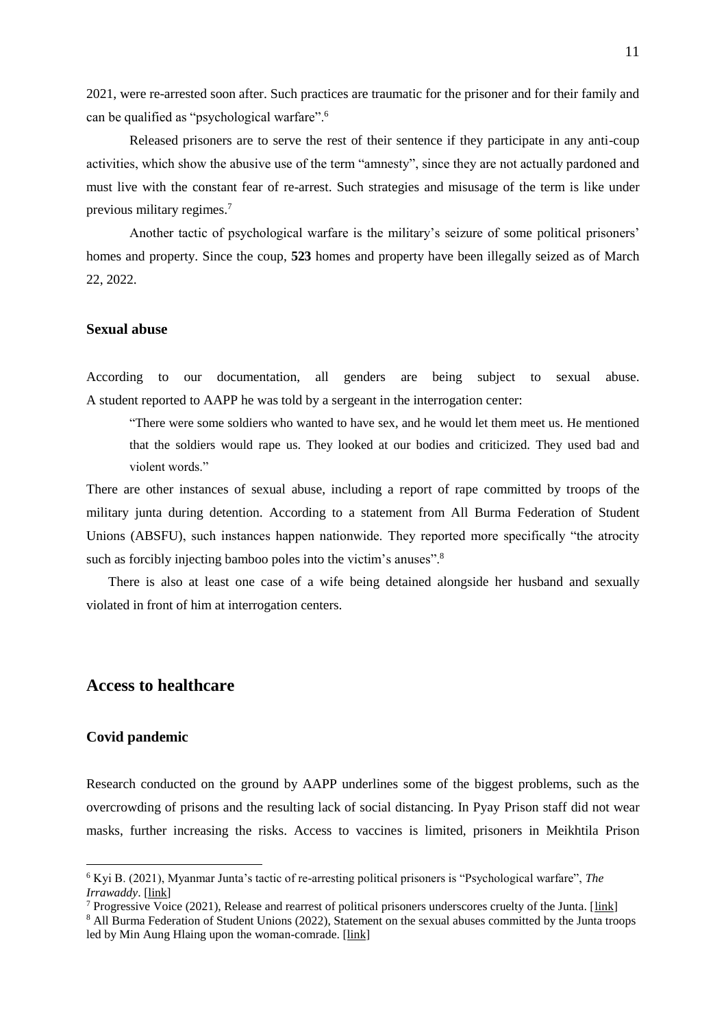2021, were re-arrested soon after. Such practices are traumatic for the prisoner and for their family and can be qualified as "psychological warfare".[6]

Released prisoners are to serve the rest of their sentence if they participate in any anti-coup activities, which show the abusive use of the term "amnesty", since they are not actually pardoned and must live with the constant fear of re-arrest. Such strategies and misusage of the term is like under previous military regimes.[7]

Another tactic of psychological warfare is the military's seizure of some political prisoners' homes and property. Since the coup, **523** homes and property have been illegally seized as of March 22, 2022.

### Sexual abuse

According to our documentation, all genders are being subject to sexual abuse. A student reported to AAPP he was told by a sergeant in the interrogation center:

> "There were some soldiers who wanted to have sex, and he would let them meet us. He mentioned that the soldiers would rape us. They looked at our bodies and criticized. They used bad and violent words."

There are other instances of sexual abuse, including a report of rape committed by troops of the military junta during detention. According to a statement from All Burma Federation of Student Unions (ABSFU), such instances happen nationwide. They reported more specifically "the atrocity such as forcibly injecting bamboo poles into the victim's anuses".[8]

There is also at least one case of a wife being detained alongside her husband and sexually violated in front of him at interrogation centers.

## Access to healthcare

### Covid pandemic

Research conducted on the ground by AAPP underlines some of the biggest problems, such as the overcrowding of prisons and the resulting lack of social distancing. In Pyay Prison staff did not wear masks, further increasing the risks. Access to vaccines is limited, prisoners in Meikhtila Prison

---

[6] Kyi B. (2021), Myanmar Junta's tactic of re-arresting political prisoners is "Psychological warfare", *The Irrawaddy*. [link]

[7] Progressive Voice (2021), Release and rearrest of political prisoners underscores cruelty of the Junta. [link]

[8] All Burma Federation of Student Unions (2022), Statement on the sexual abuses committed by the Junta troops led by Min Aung Hlaing upon the woman-comrade. [link]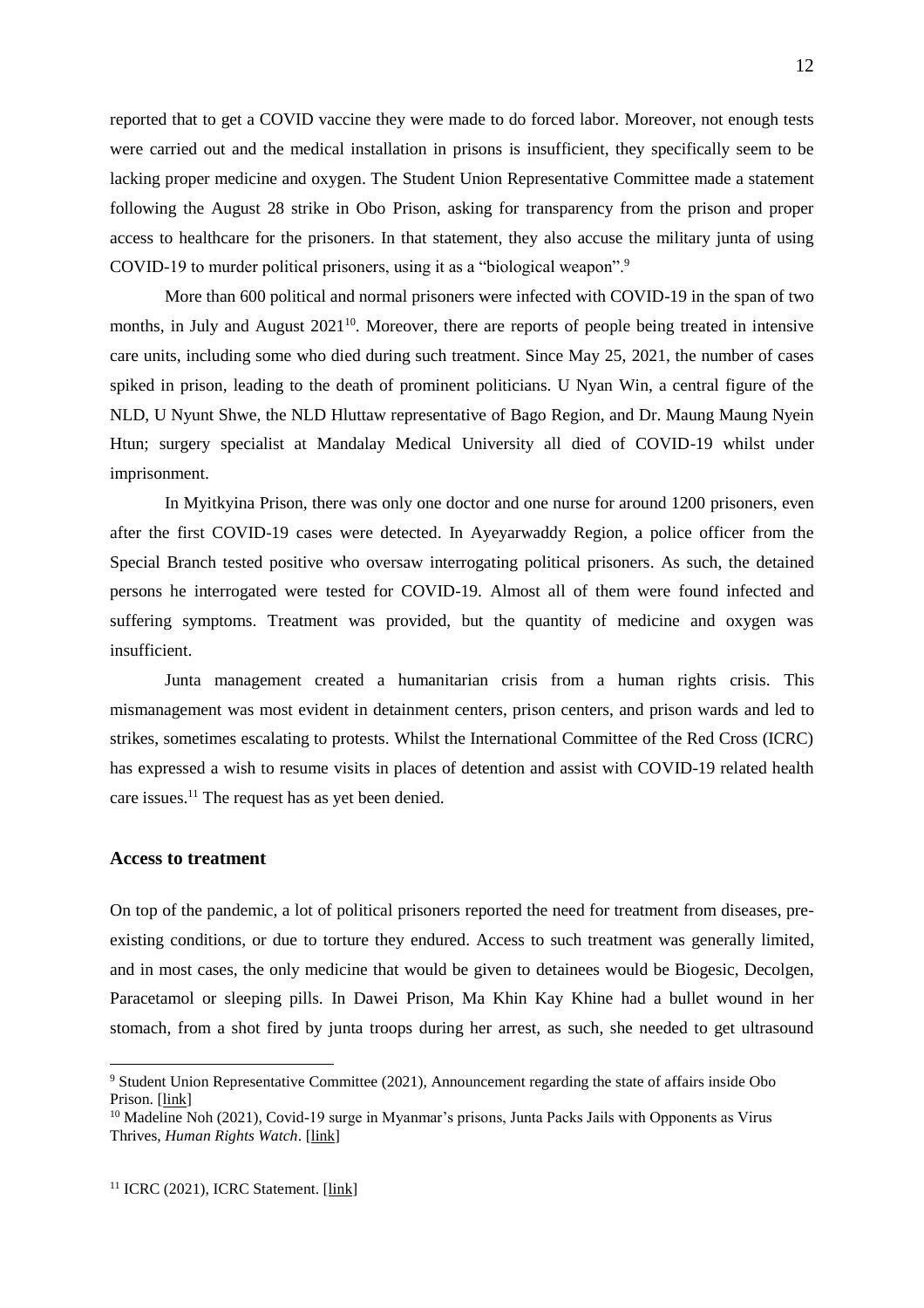reported that to get a COVID vaccine they were made to do forced labor. Moreover, not enough tests were carried out and the medical installation in prisons is insufficient, they specifically seem to be lacking proper medicine and oxygen. The Student Union Representative Committee made a statement following the August 28 strike in Obo Prison, asking for transparency from the prison and proper access to healthcare for the prisoners. In that statement, they also accuse the military junta of using COVID-19 to murder political prisoners, using it as a "biological weapon".[9]

More than 600 political and normal prisoners were infected with COVID-19 in the span of two months, in July and August 2021[10]. Moreover, there are reports of people being treated in intensive care units, including some who died during such treatment. Since May 25, 2021, the number of cases spiked in prison, leading to the death of prominent politicians. U Nyan Win, a central figure of the NLD, U Nyunt Shwe, the NLD Hluttaw representative of Bago Region, and Dr. Maung Maung Nyein Htun; surgery specialist at Mandalay Medical University all died of COVID-19 whilst under imprisonment.

In Myitkyina Prison, there was only one doctor and one nurse for around 1200 prisoners, even after the first COVID-19 cases were detected. In Ayeyarwaddy Region, a police officer from the Special Branch tested positive who oversaw interrogating political prisoners. As such, the detained persons he interrogated were tested for COVID-19. Almost all of them were found infected and suffering symptoms. Treatment was provided, but the quantity of medicine and oxygen was insufficient.

Junta management created a humanitarian crisis from a human rights crisis. This mismanagement was most evident in detainment centers, prison centers, and prison wards and led to strikes, sometimes escalating to protests. Whilst the International Committee of the Red Cross (ICRC) has expressed a wish to resume visits in places of detention and assist with COVID-19 related health care issues.[11] The request has as yet been denied.

### Access to treatment

On top of the pandemic, a lot of political prisoners reported the need for treatment from diseases, pre-existing conditions, or due to torture they endured. Access to such treatment was generally limited, and in most cases, the only medicine that would be given to detainees would be Biogesic, Decolgen, Paracetamol or sleeping pills. In Dawei Prison, Ma Khin Kay Khine had a bullet wound in her stomach, from a shot fired by junta troops during her arrest, as such, she needed to get ultrasound

---

[9] Student Union Representative Committee (2021), Announcement regarding the state of affairs inside Obo Prison. [link]

[10] Madeline Noh (2021), Covid-19 surge in Myanmar's prisons, Junta Packs Jails with Opponents as Virus Thrives, *Human Rights Watch*. [link]

[11] ICRC (2021), ICRC Statement. [link]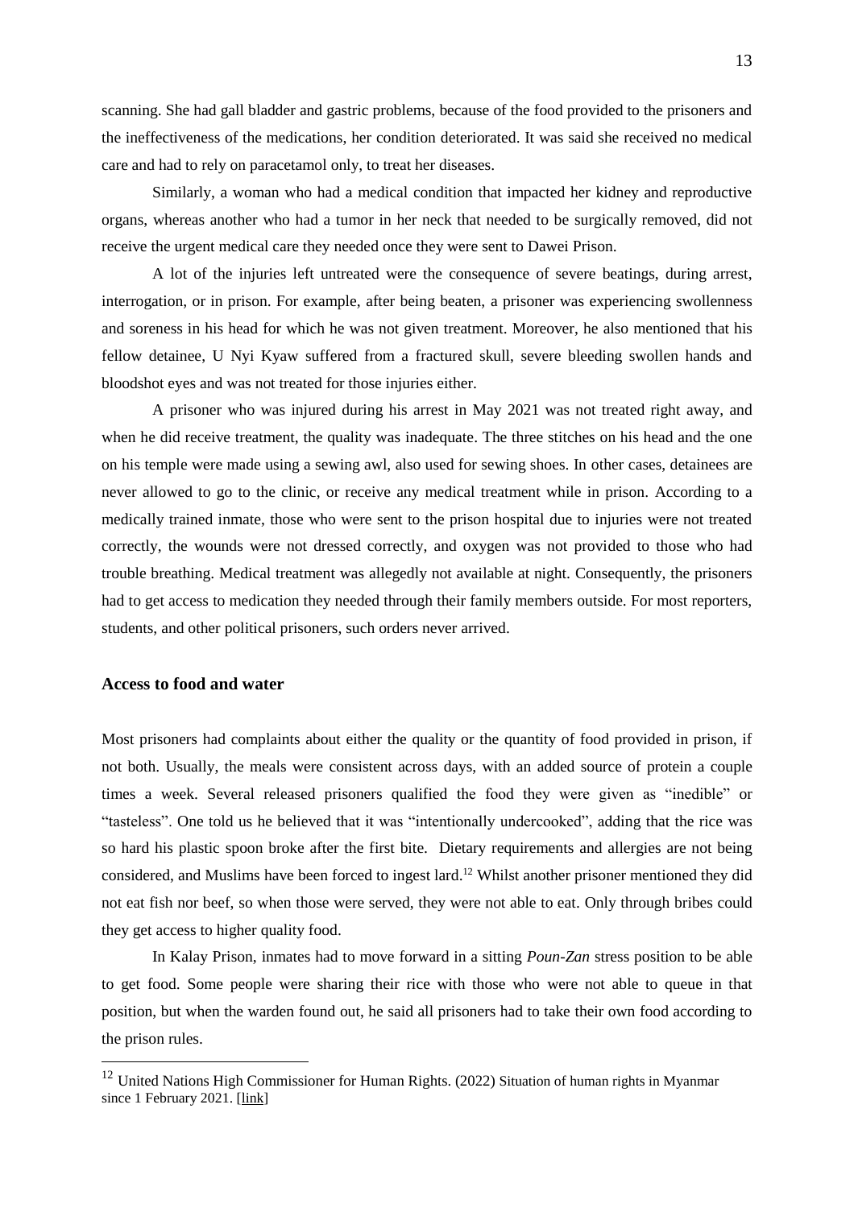scanning. She had gall bladder and gastric problems, because of the food provided to the prisoners and the ineffectiveness of the medications, her condition deteriorated. It was said she received no medical care and had to rely on paracetamol only, to treat her diseases.

Similarly, a woman who had a medical condition that impacted her kidney and reproductive organs, whereas another who had a tumor in her neck that needed to be surgically removed, did not receive the urgent medical care they needed once they were sent to Dawei Prison.

A lot of the injuries left untreated were the consequence of severe beatings, during arrest, interrogation, or in prison. For example, after being beaten, a prisoner was experiencing swollenness and soreness in his head for which he was not given treatment. Moreover, he also mentioned that his fellow detainee, U Nyi Kyaw suffered from a fractured skull, severe bleeding swollen hands and bloodshot eyes and was not treated for those injuries either.

A prisoner who was injured during his arrest in May 2021 was not treated right away, and when he did receive treatment, the quality was inadequate. The three stitches on his head and the one on his temple were made using a sewing awl, also used for sewing shoes. In other cases, detainees are never allowed to go to the clinic, or receive any medical treatment while in prison. According to a medically trained inmate, those who were sent to the prison hospital due to injuries were not treated correctly, the wounds were not dressed correctly, and oxygen was not provided to those who had trouble breathing. Medical treatment was allegedly not available at night. Consequently, the prisoners had to get access to medication they needed through their family members outside. For most reporters, students, and other political prisoners, such orders never arrived.

### Access to food and water

Most prisoners had complaints about either the quality or the quantity of food provided in prison, if not both. Usually, the meals were consistent across days, with an added source of protein a couple times a week. Several released prisoners qualified the food they were given as "inedible" or "tasteless". One told us he believed that it was "intentionally undercooked", adding that the rice was so hard his plastic spoon broke after the first bite. Dietary requirements and allergies are not being considered, and Muslims have been forced to ingest lard.[12] Whilst another prisoner mentioned they did not eat fish nor beef, so when those were served, they were not able to eat. Only through bribes could they get access to higher quality food.

In Kalay Prison, inmates had to move forward in a sitting *Poun-Zan* stress position to be able to get food. Some people were sharing their rice with those who were not able to queue in that position, but when the warden found out, he said all prisoners had to take their own food according to the prison rules.

---

[12] United Nations High Commissioner for Human Rights. (2022) Situation of human rights in Myanmar since 1 February 2021. [link]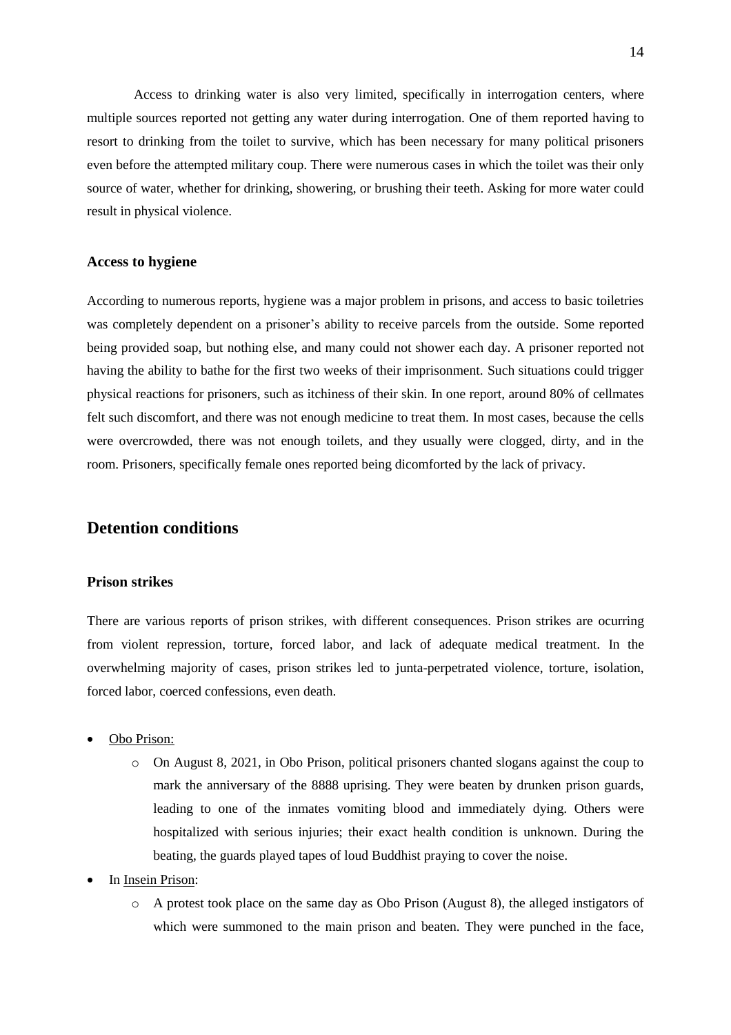Access to drinking water is also very limited, specifically in interrogation centers, where multiple sources reported not getting any water during interrogation. One of them reported having to resort to drinking from the toilet to survive, which has been necessary for many political prisoners even before the attempted military coup. There were numerous cases in which the toilet was their only source of water, whether for drinking, showering, or brushing their teeth. Asking for more water could result in physical violence.

### Access to hygiene

According to numerous reports, hygiene was a major problem in prisons, and access to basic toiletries was completely dependent on a prisoner's ability to receive parcels from the outside. Some reported being provided soap, but nothing else, and many could not shower each day. A prisoner reported not having the ability to bathe for the first two weeks of their imprisonment. Such situations could trigger physical reactions for prisoners, such as itchiness of their skin. In one report, around 80% of cellmates felt such discomfort, and there was not enough medicine to treat them. In most cases, because the cells were overcrowded, there was not enough toilets, and they usually were clogged, dirty, and in the room. Prisoners, specifically female ones reported being dicomforted by the lack of privacy.

## Detention conditions

### Prison strikes

There are various reports of prison strikes, with different consequences. Prison strikes are ocurring from violent repression, torture, forced labor, and lack of adequate medical treatment. In the overwhelming majority of cases, prison strikes led to junta-perpetrated violence, torture, isolation, forced labor, coerced confessions, even death.

- Obo Prison:
  - On August 8, 2021, in Obo Prison, political prisoners chanted slogans against the coup to mark the anniversary of the 8888 uprising. They were beaten by drunken prison guards, leading to one of the inmates vomiting blood and immediately dying. Others were hospitalized with serious injuries; their exact health condition is unknown. During the beating, the guards played tapes of loud Buddhist praying to cover the noise.
- In Insein Prison:
  - A protest took place on the same day as Obo Prison (August 8), the alleged instigators of which were summoned to the main prison and beaten. They were punched in the face,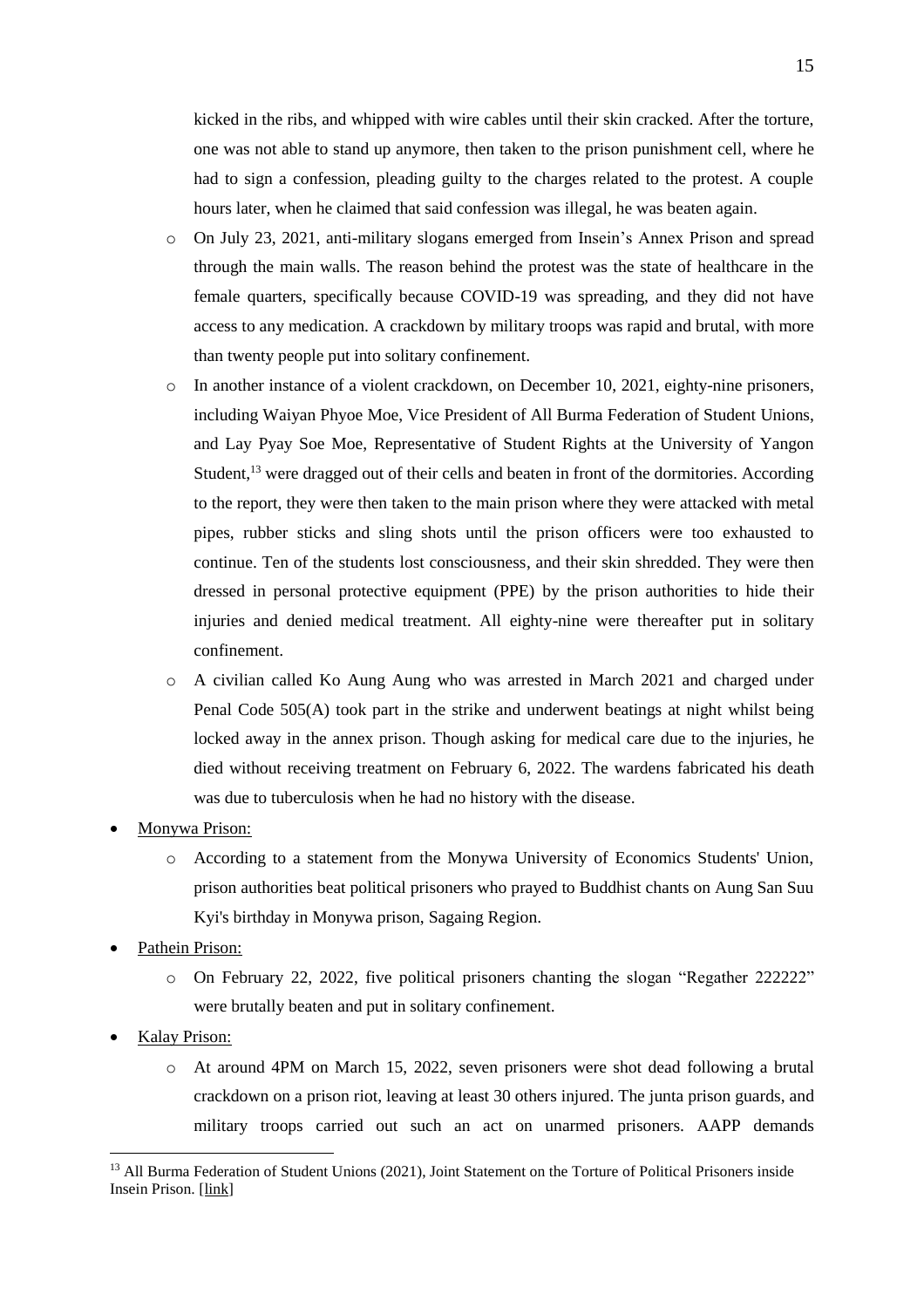kicked in the ribs, and whipped with wire cables until their skin cracked. After the torture, one was not able to stand up anymore, then taken to the prison punishment cell, where he had to sign a confession, pleading guilty to the charges related to the protest. A couple hours later, when he claimed that said confession was illegal, he was beaten again.

  - On July 23, 2021, anti-military slogans emerged from Insein's Annex Prison and spread through the main walls. The reason behind the protest was the state of healthcare in the female quarters, specifically because COVID-19 was spreading, and they did not have access to any medication. A crackdown by military troops was rapid and brutal, with more than twenty people put into solitary confinement.
  - In another instance of a violent crackdown, on December 10, 2021, eighty-nine prisoners, including Waiyan Phyoe Moe, Vice President of All Burma Federation of Student Unions, and Lay Pyay Soe Moe, Representative of Student Rights at the University of Yangon Student,[13] were dragged out of their cells and beaten in front of the dormitories. According to the report, they were then taken to the main prison where they were attacked with metal pipes, rubber sticks and sling shots until the prison officers were too exhausted to continue. Ten of the students lost consciousness, and their skin shredded. They were then dressed in personal protective equipment (PPE) by the prison authorities to hide their injuries and denied medical treatment. All eighty-nine were thereafter put in solitary confinement.
  - A civilian called Ko Aung Aung who was arrested in March 2021 and charged under Penal Code 505(A) took part in the strike and underwent beatings at night whilst being locked away in the annex prison. Though asking for medical care due to the injuries, he died without receiving treatment on February 6, 2022. The wardens fabricated his death was due to tuberculosis when he had no history with the disease.

- Monywa Prison:
  - According to a statement from the Monywa University of Economics Students' Union, prison authorities beat political prisoners who prayed to Buddhist chants on Aung San Suu Kyi's birthday in Monywa prison, Sagaing Region.
- Pathein Prison:
  - On February 22, 2022, five political prisoners chanting the slogan "Regather 222222" were brutally beaten and put in solitary confinement.
- Kalay Prison:
  - At around 4PM on March 15, 2022, seven prisoners were shot dead following a brutal crackdown on a prison riot, leaving at least 30 others injured. The junta prison guards, and military troops carried out such an act on unarmed prisoners. AAPP demands

---

[13] All Burma Federation of Student Unions (2021), Joint Statement on the Torture of Political Prisoners inside Insein Prison. [link]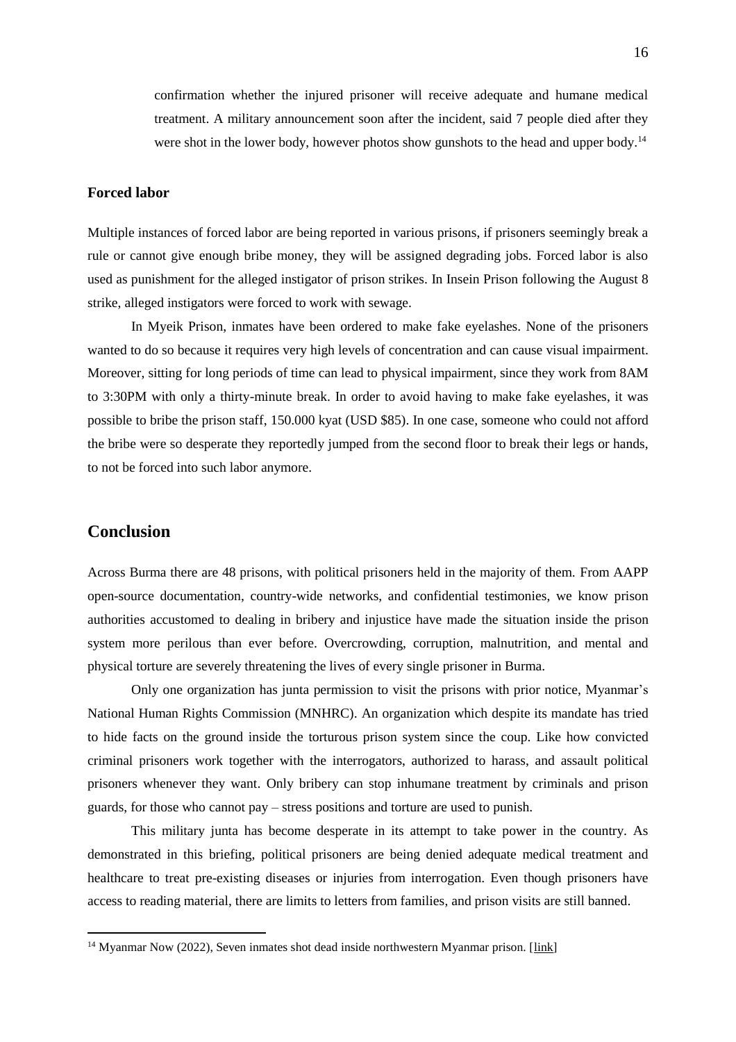confirmation whether the injured prisoner will receive adequate and humane medical treatment. A military announcement soon after the incident, said 7 people died after they were shot in the lower body, however photos show gunshots to the head and upper body.[14]

### Forced labor

Multiple instances of forced labor are being reported in various prisons, if prisoners seemingly break a rule or cannot give enough bribe money, they will be assigned degrading jobs. Forced labor is also used as punishment for the alleged instigator of prison strikes. In Insein Prison following the August 8 strike, alleged instigators were forced to work with sewage.

In Myeik Prison, inmates have been ordered to make fake eyelashes. None of the prisoners wanted to do so because it requires very high levels of concentration and can cause visual impairment. Moreover, sitting for long periods of time can lead to physical impairment, since they work from 8AM to 3:30PM with only a thirty-minute break. In order to avoid having to make fake eyelashes, it was possible to bribe the prison staff, 150.000 kyat (USD $85). In one case, someone who could not afford the bribe were so desperate they reportedly jumped from the second floor to break their legs or hands, to not be forced into such labor anymore.

## Conclusion

Across Burma there are 48 prisons, with political prisoners held in the majority of them. From AAPP open-source documentation, country-wide networks, and confidential testimonies, we know prison authorities accustomed to dealing in bribery and injustice have made the situation inside the prison system more perilous than ever before. Overcrowding, corruption, malnutrition, and mental and physical torture are severely threatening the lives of every single prisoner in Burma.

Only one organization has junta permission to visit the prisons with prior notice, Myanmar's National Human Rights Commission (MNHRC). An organization which despite its mandate has tried to hide facts on the ground inside the torturous prison system since the coup. Like how convicted criminal prisoners work together with the interrogators, authorized to harass, and assault political prisoners whenever they want. Only bribery can stop inhumane treatment by criminals and prison guards, for those who cannot pay – stress positions and torture are used to punish.

This military junta has become desperate in its attempt to take power in the country. As demonstrated in this briefing, political prisoners are being denied adequate medical treatment and healthcare to treat pre-existing diseases or injuries from interrogation. Even though prisoners have access to reading material, there are limits to letters from families, and prison visits are still banned.

---

[14] Myanmar Now (2022), Seven inmates shot dead inside northwestern Myanmar prison. [link]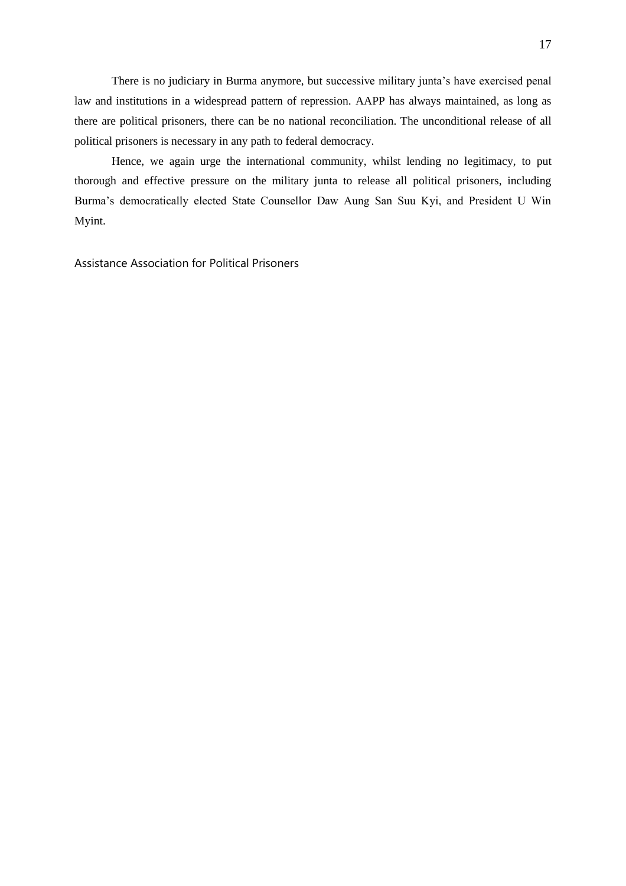There is no judiciary in Burma anymore, but successive military junta's have exercised penal law and institutions in a widespread pattern of repression. AAPP has always maintained, as long as there are political prisoners, there can be no national reconciliation. The unconditional release of all political prisoners is necessary in any path to federal democracy.

Hence, we again urge the international community, whilst lending no legitimacy, to put thorough and effective pressure on the military junta to release all political prisoners, including Burma's democratically elected State Counsellor Daw Aung San Suu Kyi, and President U Win Myint.

Assistance Association for Political Prisoners